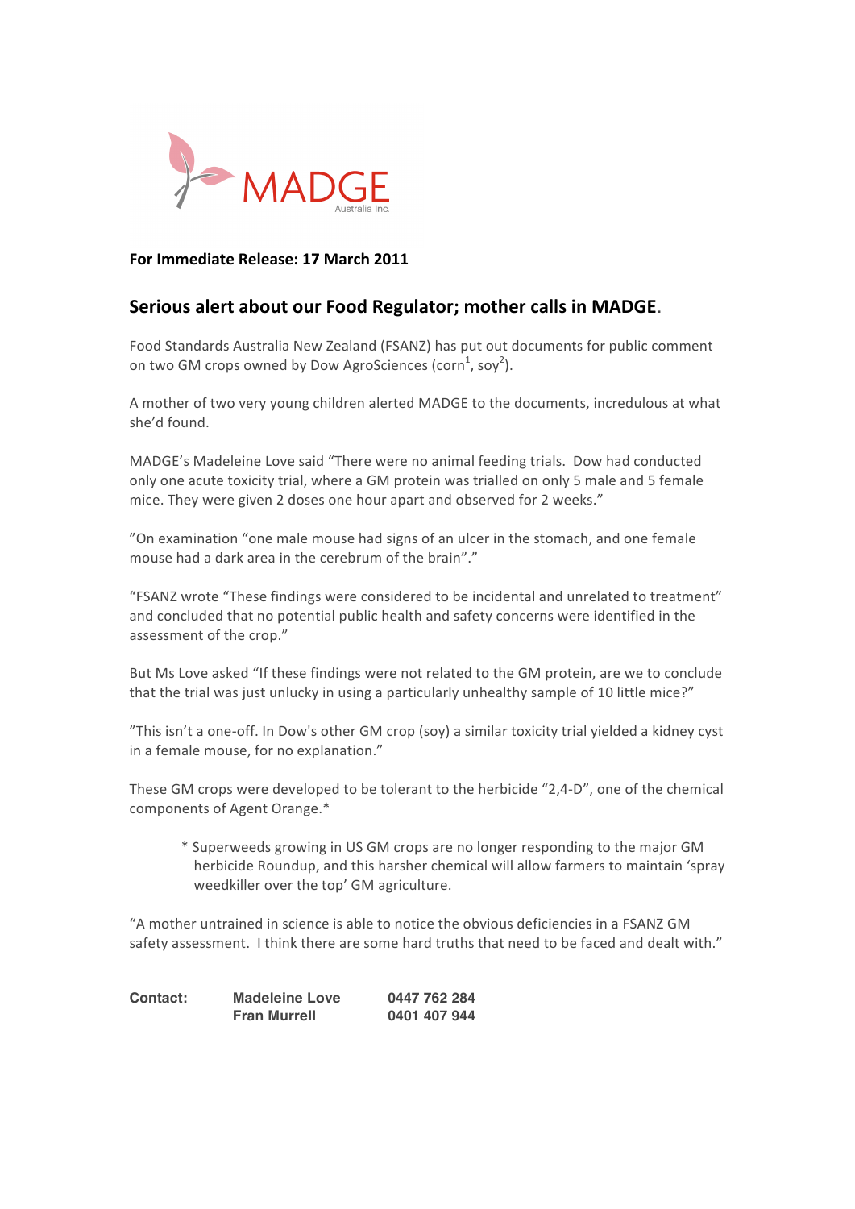MADGE
Australia Inc.

**For Immediate Release: 17 March 2011**

## Serious alert about our Food Regulator; mother calls in MADGE.

Food Standards Australia New Zealand (FSANZ) has put out documents for public comment on two GM crops owned by Dow AgroSciences (corn[1], soy[2]).

A mother of two very young children alerted MADGE to the documents, incredulous at what she'd found.

MADGE's Madeleine Love said "There were no animal feeding trials. Dow had conducted only one acute toxicity trial, where a GM protein was trialled on only 5 male and 5 female mice. They were given 2 doses one hour apart and observed for 2 weeks."

"On examination "one male mouse had signs of an ulcer in the stomach, and one female mouse had a dark area in the cerebrum of the brain"."

"FSANZ wrote "These findings were considered to be incidental and unrelated to treatment" and concluded that no potential public health and safety concerns were identified in the assessment of the crop."

But Ms Love asked "If these findings were not related to the GM protein, are we to conclude that the trial was just unlucky in using a particularly unhealthy sample of 10 little mice?"

"This isn't a one-off. In Dow's other GM crop (soy) a similar toxicity trial yielded a kidney cyst in a female mouse, for no explanation."

These GM crops were developed to be tolerant to the herbicide "2,4-D", one of the chemical components of Agent Orange.*

> * Superweeds growing in US GM crops are no longer responding to the major GM herbicide Roundup, and this harsher chemical will allow farmers to maintain 'spray weedkiller over the top' GM agriculture.

"A mother untrained in science is able to notice the obvious deficiencies in a FSANZ GM safety assessment. I think there are some hard truths that need to be faced and dealt with."

| **Contact:** | **Madeleine Love** | **0447 762 284** |
| --- | --- | --- |
| | **Fran Murrell** | **0401 407 944** |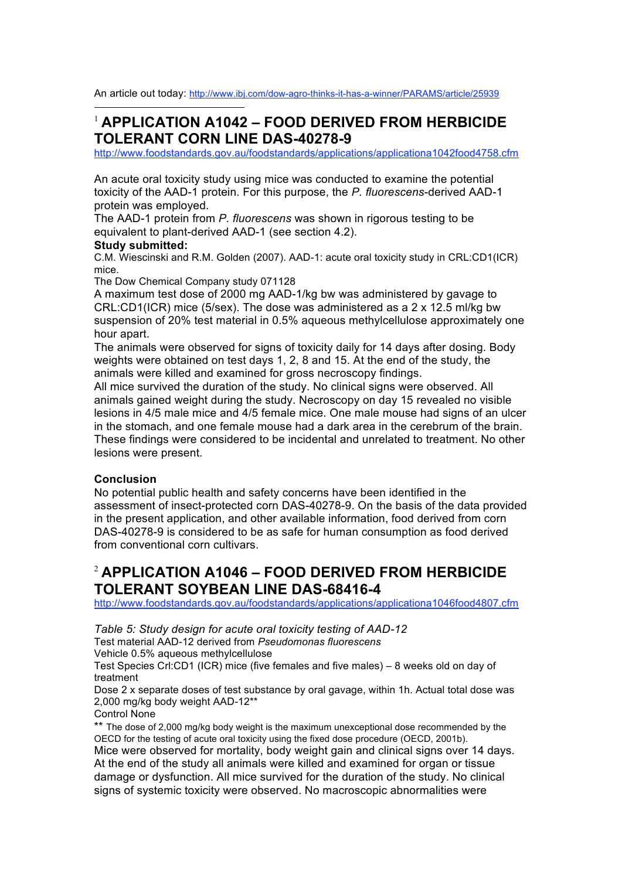An article out today: http://www.ibj.com/dow-agro-thinks-it-has-a-winner/PARAMS/article/25939

---

## [1] APPLICATION A1042 – FOOD DERIVED FROM HERBICIDE TOLERANT CORN LINE DAS-40278-9

http://www.foodstandards.gov.au/foodstandards/applications/applicationa1042food4758.cfm

An acute oral toxicity study using mice was conducted to examine the potential toxicity of the AAD-1 protein. For this purpose, the *P. fluorescens*-derived AAD-1 protein was employed.
The AAD-1 protein from *P. fluorescens* was shown in rigorous testing to be equivalent to plant-derived AAD-1 (see section 4.2).

**Study submitted:**
C.M. Wiescinski and R.M. Golden (2007). AAD-1: acute oral toxicity study in CRL:CD1(ICR) mice.
The Dow Chemical Company study 071128
A maximum test dose of 2000 mg AAD-1/kg bw was administered by gavage to CRL:CD1(ICR) mice (5/sex). The dose was administered as a 2 x 12.5 ml/kg bw suspension of 20% test material in 0.5% aqueous methylcellulose approximately one hour apart.
The animals were observed for signs of toxicity daily for 14 days after dosing. Body weights were obtained on test days 1, 2, 8 and 15. At the end of the study, the animals were killed and examined for gross necroscopy findings.
All mice survived the duration of the study. No clinical signs were observed. All animals gained weight during the study. Necroscopy on day 15 revealed no visible lesions in 4/5 male mice and 4/5 female mice. One male mouse had signs of an ulcer in the stomach, and one female mouse had a dark area in the cerebrum of the brain. These findings were considered to be incidental and unrelated to treatment. No other lesions were present.

**Conclusion**
No potential public health and safety concerns have been identified in the assessment of insect-protected corn DAS-40278-9. On the basis of the data provided in the present application, and other available information, food derived from corn DAS-40278-9 is considered to be as safe for human consumption as food derived from conventional corn cultivars.

## [2] APPLICATION A1046 – FOOD DERIVED FROM HERBICIDE TOLERANT SOYBEAN LINE DAS-68416-4

http://www.foodstandards.gov.au/foodstandards/applications/applicationa1046food4807.cfm

*Table 5: Study design for acute oral toxicity testing of AAD-12*
Test material AAD-12 derived from *Pseudomonas fluorescens*
Vehicle 0.5% aqueous methylcellulose
Test Species Crl:CD1 (ICR) mice (five females and five males) – 8 weeks old on day of treatment
Dose 2 x separate doses of test substance by oral gavage, within 1h. Actual total dose was 2,000 mg/kg body weight AAD-12**
Control None
** The dose of 2,000 mg/kg body weight is the maximum unexceptional dose recommended by the OECD for the testing of acute oral toxicity using the fixed dose procedure (OECD, 2001b).
Mice were observed for mortality, body weight gain and clinical signs over 14 days. At the end of the study all animals were killed and examined for organ or tissue damage or dysfunction. All mice survived for the duration of the study. No clinical signs of systemic toxicity were observed. No macroscopic abnormalities were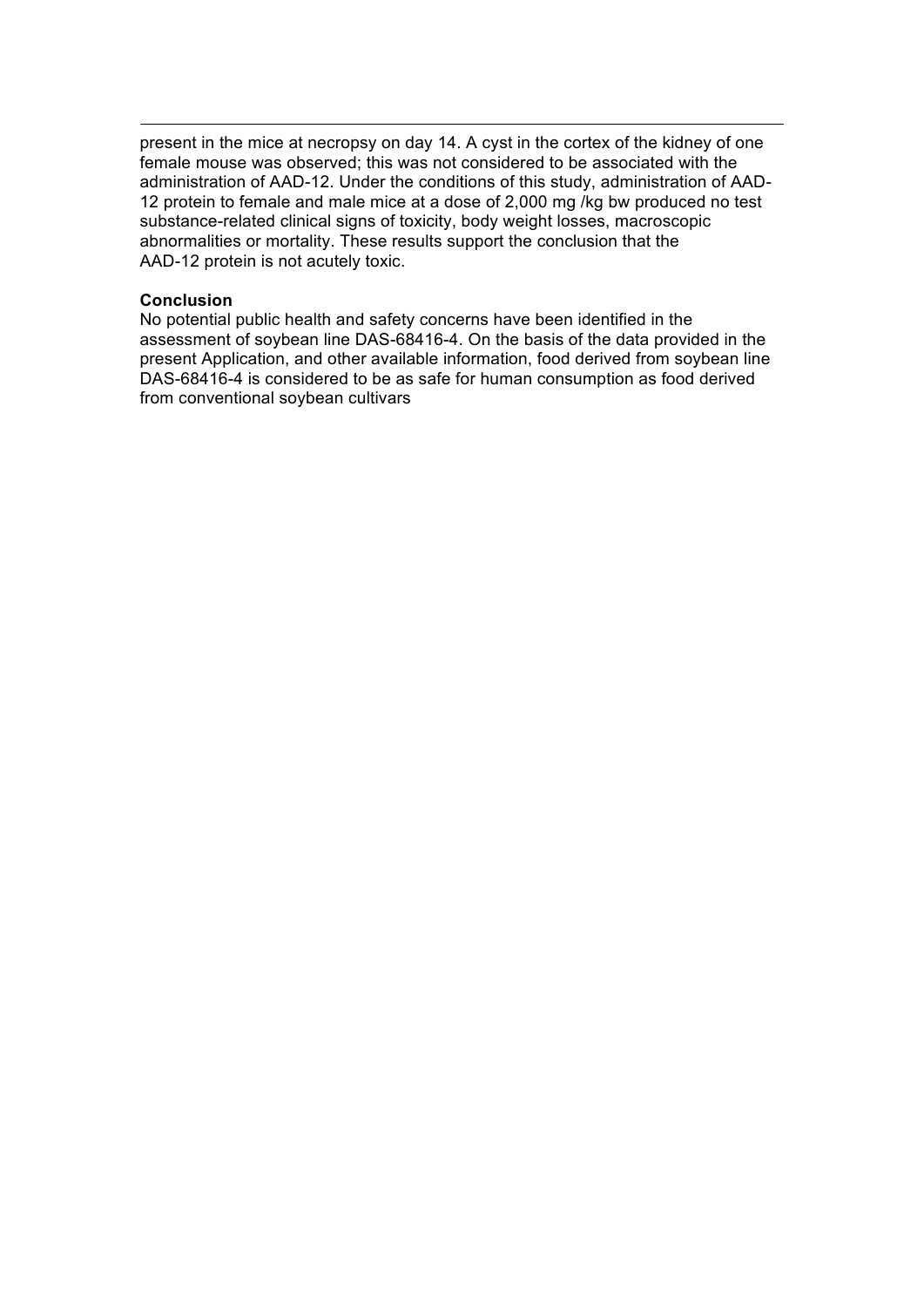present in the mice at necropsy on day 14. A cyst in the cortex of the kidney of one female mouse was observed; this was not considered to be associated with the administration of AAD-12. Under the conditions of this study, administration of AAD-12 protein to female and male mice at a dose of 2,000 mg /kg bw produced no test substance-related clinical signs of toxicity, body weight losses, macroscopic abnormalities or mortality. These results support the conclusion that the AAD-12 protein is not acutely toxic.

**Conclusion**

No potential public health and safety concerns have been identified in the assessment of soybean line DAS-68416-4. On the basis of the data provided in the present Application, and other available information, food derived from soybean line DAS-68416-4 is considered to be as safe for human consumption as food derived from conventional soybean cultivars